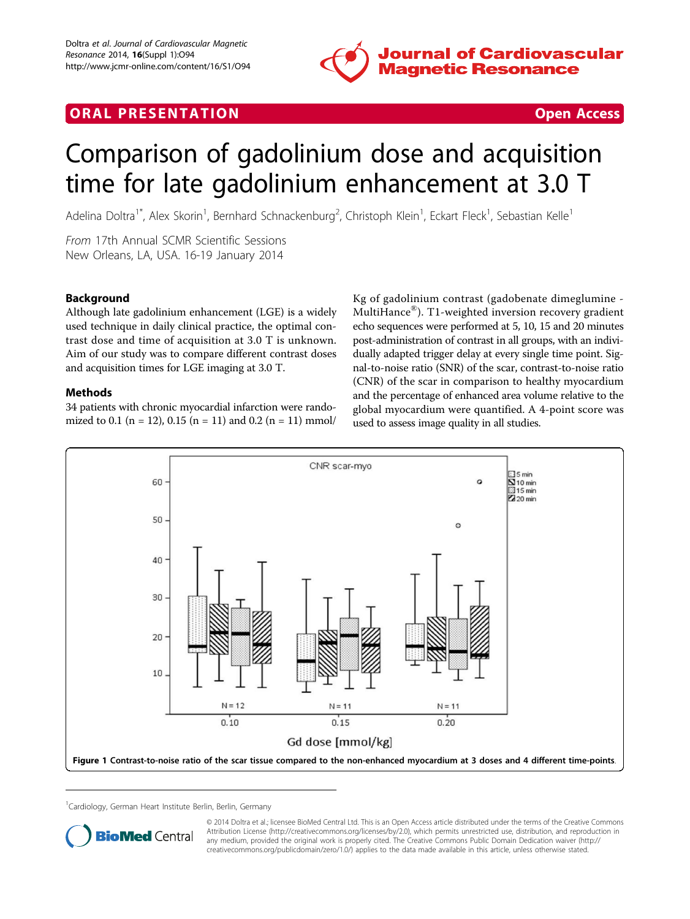ORAL PRESENTATION | Open Access

# Comparison of gadolinium dose and acquisition time for late gadolinium enhancement at 3.0 T

Adelina Doltra[1*], Alex Skorin[1], Bernhard Schnackenburg[2], Christoph Klein[1], Eckart Fleck[1], Sebastian Kelle[1]

*From* 17th Annual SCMR Scientific Sessions
New Orleans, LA, USA. 16-19 January 2014

## Background

Although late gadolinium enhancement (LGE) is a widely used technique in daily clinical practice, the optimal contrast dose and time of acquisition at 3.0 T is unknown. Aim of our study was to compare different contrast doses and acquisition times for LGE imaging at 3.0 T.

## Methods

34 patients with chronic myocardial infarction were randomized to 0.1 (n = 12), 0.15 (n = 11) and 0.2 (n = 11) mmol/Kg of gadolinium contrast (gadobenate dimeglumine - MultiHance®). T1-weighted inversion recovery gradient echo sequences were performed at 5, 10, 15 and 20 minutes post-administration of contrast in all groups, with an individually adapted trigger delay at every single time point. Signal-to-noise ratio (SNR) of the scar, contrast-to-noise ratio (CNR) of the scar in comparison to healthy myocardium and the percentage of enhanced area volume relative to the global myocardium were quantified. A 4-point score was used to assess image quality in all studies.

**Figure 1 Contrast-to-noise ratio of the scar tissue compared to the non-enhanced myocardium at 3 doses and 4 different time-points.**

[1]Cardiology, German Heart Institute Berlin, Berlin, Germany

© 2014 Doltra et al.; licensee BioMed Central Ltd. This is an Open Access article distributed under the terms of the Creative Commons Attribution License (http://creativecommons.org/licenses/by/2.0), which permits unrestricted use, distribution, and reproduction in any medium, provided the original work is properly cited. The Creative Commons Public Domain Dedication waiver (http://creativecommons.org/publicdomain/zero/1.0/) applies to the data made available in this article, unless otherwise stated.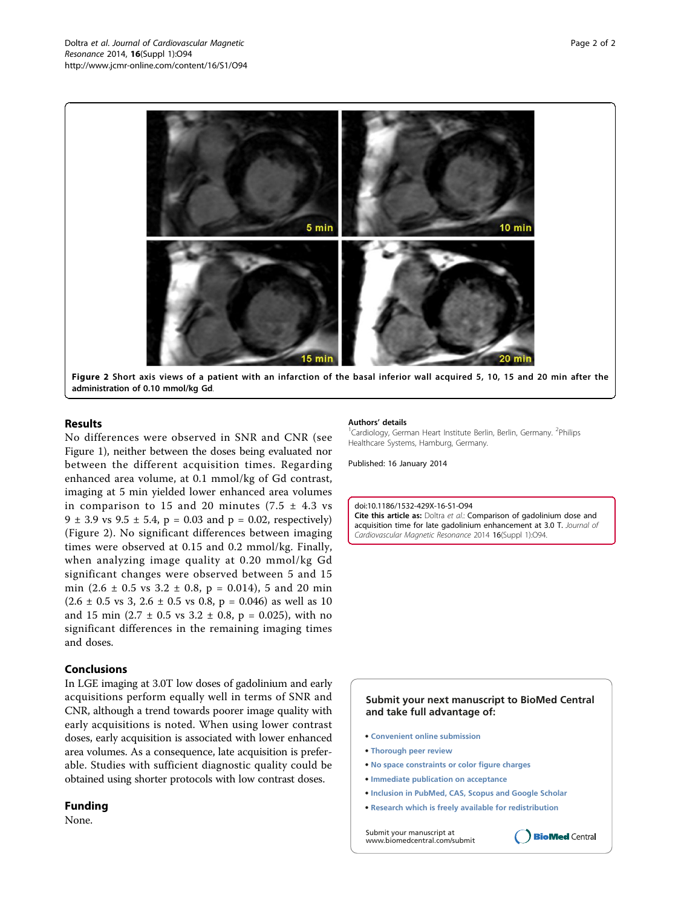5 min

10 min

15 min

20 min

**Figure 2** Short axis views of a patient with an infarction of the basal inferior wall acquired 5, 10, 15 and 20 min after the administration of 0.10 mmol/kg Gd.

## Results

No differences were observed in SNR and CNR (see Figure 1), neither between the doses being evaluated nor between the different acquisition times. Regarding enhanced area volume, at 0.1 mmol/kg of Gd contrast, imaging at 5 min yielded lower enhanced area volumes in comparison to 15 and 20 minutes (7.5 ± 4.3 vs 9 ± 3.9 vs 9.5 ± 5.4, p = 0.03 and p = 0.02, respectively) (Figure 2). No significant differences between imaging times were observed at 0.15 and 0.2 mmol/kg. Finally, when analyzing image quality at 0.20 mmol/kg Gd significant changes were observed between 5 and 15 min (2.6 ± 0.5 vs 3.2 ± 0.8, p = 0.014), 5 and 20 min (2.6 ± 0.5 vs 3, 2.6 ± 0.5 vs 0.8, p = 0.046) as well as 10 and 15 min (2.7 ± 0.5 vs 3.2 ± 0.8, p = 0.025), with no significant differences in the remaining imaging times and doses.

## Conclusions

In LGE imaging at 3.0T low doses of gadolinium and early acquisitions perform equally well in terms of SNR and CNR, although a trend towards poorer image quality with early acquisitions is noted. When using lower contrast doses, early acquisition is associated with lower enhanced area volumes. As a consequence, late acquisition is preferable. Studies with sufficient diagnostic quality could be obtained using shorter protocols with low contrast doses.

## Funding

None.

#### Authors' details

[1]Cardiology, German Heart Institute Berlin, Berlin, Germany. [2]Philips Healthcare Systems, Hamburg, Germany.

Published: 16 January 2014

doi:10.1186/1532-429X-16-S1-O94
**Cite this article as:** Doltra *et al.*: Comparison of gadolinium dose and acquisition time for late gadolinium enhancement at 3.0 T. *Journal of Cardiovascular Magnetic Resonance* 2014 **16**(Suppl 1):O94.

**Submit your next manuscript to BioMed Central and take full advantage of:**

- Convenient online submission
- Thorough peer review
- No space constraints or color figure charges
- Immediate publication on acceptance
- Inclusion in PubMed, CAS, Scopus and Google Scholar
- Research which is freely available for redistribution

Submit your manuscript at
www.biomedcentral.com/submit

BioMed Central